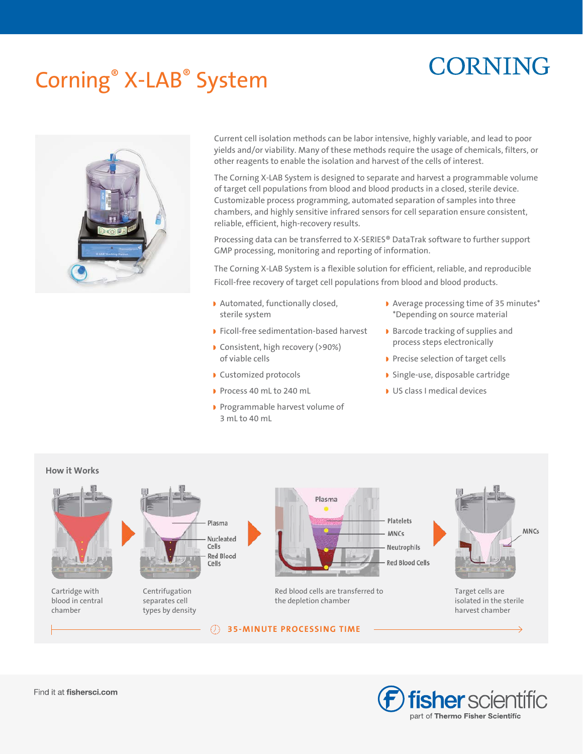# Corning® X-LAB® System

CORNING

Current cell isolation methods can be labor intensive, highly variable, and lead to poor yields and/or viability. Many of these methods require the usage of chemicals, filters, or other reagents to enable the isolation and harvest of the cells of interest.

The Corning X-LAB System is designed to separate and harvest a programmable volume of target cell populations from blood and blood products in a closed, sterile device. Customizable process programming, automated separation of samples into three chambers, and highly sensitive infrared sensors for cell separation ensure consistent, reliable, efficient, high-recovery results.

Processing data can be transferred to X-SERIES® DataTrak software to further support GMP processing, monitoring and reporting of information.

The Corning X-LAB System is a flexible solution for efficient, reliable, and reproducible Ficoll-free recovery of target cell populations from blood and blood products.

- Automated, functionally closed, sterile system
- Ficoll-free sedimentation-based harvest
- Consistent, high recovery (>90%) of viable cells
- Customized protocols
- Process 40 mL to 240 mL
- Programmable harvest volume of 3 mL to 40 mL
- Average processing time of 35 minutes* *Depending on source material
- Barcode tracking of supplies and process steps electronically
- Precise selection of target cells
- Single-use, disposable cartridge
- US class I medical devices

## How it Works

Cartridge with blood in central chamber

Centrifugation separates cell types by density (Plasma, Nucleated Cells, Red Blood Cells)

Red blood cells are transferred to the depletion chamber (Plasma, Platelets, MNCs, Neutrophils, Red Blood Cells)

Target cells are isolated in the sterile harvest chamber (MNCs)

**35-MINUTE PROCESSING TIME**

Find it at **fishersci.com**

fisher scientific — part of **Thermo Fisher Scientific**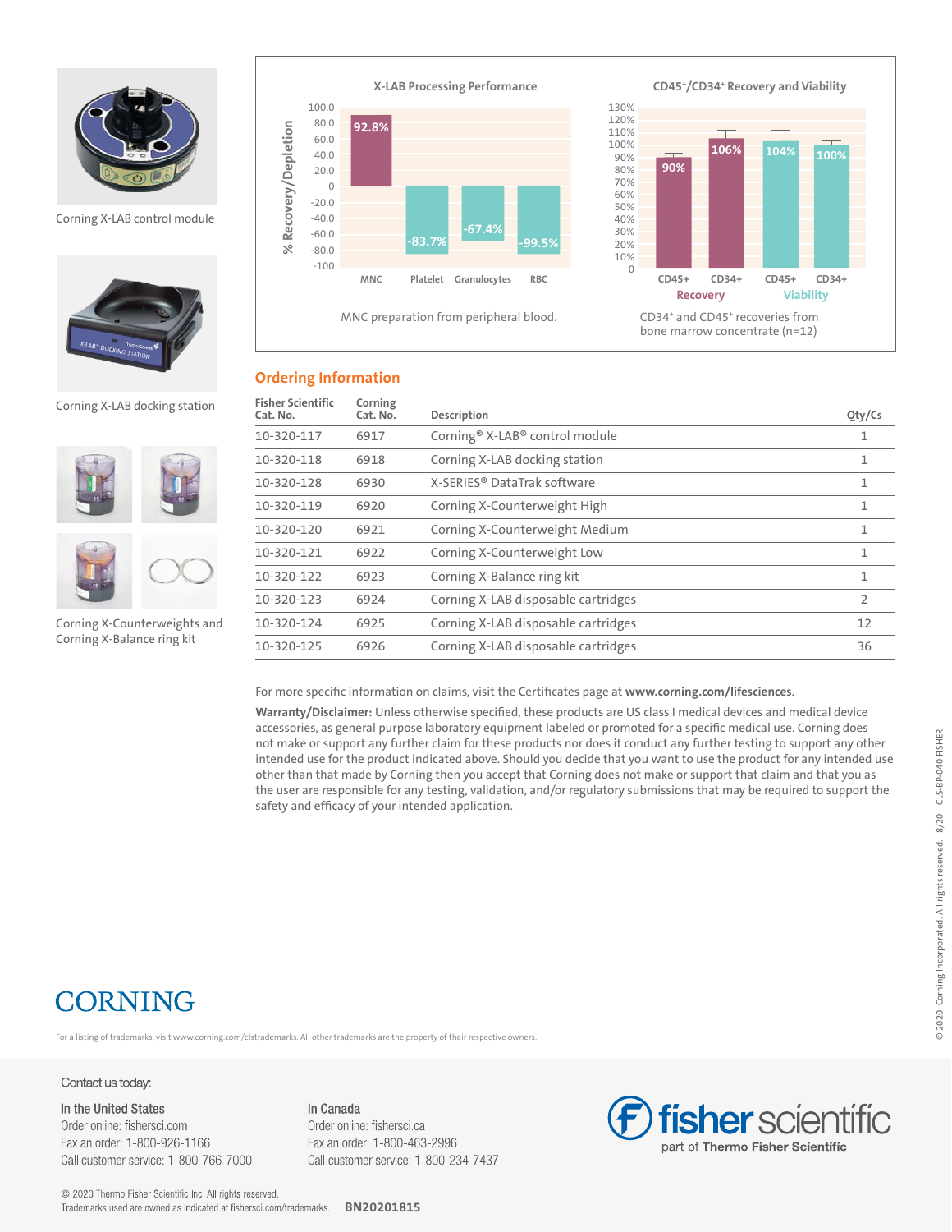Corning X-LAB control module

Corning X-LAB docking station

Corning X-Counterweights and Corning X-Balance ring kit

X-LAB Processing Performance

% Recovery/Depletion

100.0
80.0
60.0
40.0
20.0
0
-20.0
-40.0
-60.0
-80.0
-100

92.8%
-83.7%
-67.4%
-99.5%

MNC
Platelet
Granulocytes
RBC

MNC preparation from peripheral blood.

CD45⁺/CD34⁺ Recovery and Viability

130%
120%
110%
100%
90%
80%
70%
60%
50%
40%
30%
20%
10%
0

90%
106%
104%
100%

CD45+
CD34+
Recovery
CD45+
CD34+
Viability

CD34⁺ and CD45⁺ recoveries from bone marrow concentrate (n=12)

## Ordering Information

| Fisher Scientific Cat. No. | Corning Cat. No. | Description | Qty/Cs |
|---|---|---|---|
| 10-320-117 | 6917 | Corning® X-LAB® control module | 1 |
| 10-320-118 | 6918 | Corning X-LAB docking station | 1 |
| 10-320-128 | 6930 | X-SERIES® DataTrak software | 1 |
| 10-320-119 | 6920 | Corning X-Counterweight High | 1 |
| 10-320-120 | 6921 | Corning X-Counterweight Medium | 1 |
| 10-320-121 | 6922 | Corning X-Counterweight Low | 1 |
| 10-320-122 | 6923 | Corning X-Balance ring kit | 1 |
| 10-320-123 | 6924 | Corning X-LAB disposable cartridges | 2 |
| 10-320-124 | 6925 | Corning X-LAB disposable cartridges | 12 |
| 10-320-125 | 6926 | Corning X-LAB disposable cartridges | 36 |

For more specific information on claims, visit the Certificates page at **www.corning.com/lifesciences**.

**Warranty/Disclaimer:** Unless otherwise specified, these products are US class I medical devices and medical device accessories, as general purpose laboratory equipment labeled or promoted for a specific medical use. Corning does not make or support any further claim for these products nor does it conduct any further testing to support any other intended use for the product indicated above. Should you decide that you want to use the product for any intended use other than that made by Corning then you accept that Corning does not make or support that claim and that you as the user are responsible for any testing, validation, and/or regulatory submissions that may be required to support the safety and efficacy of your intended application.

© 2020 Corning Incorporated. All rights reserved. 8/20 CLS-BP-040 FISHER

CORNING

For a listing of trademarks, visit www.corning.com/clstrademarks. All other trademarks are the property of their respective owners.

Contact us today:

**In the United States**
Order online: fishersci.com
Fax an order: 1-800-926-1166
Call customer service: 1-800-766-7000

**In Canada**
Order online: fishersci.ca
Fax an order: 1-800-463-2996
Call customer service: 1-800-234-7437

fisher scientific
part of **Thermo Fisher Scientific**

© 2020 Thermo Fisher Scientific Inc. All rights reserved.
Trademarks used are owned as indicated at fishersci.com/trademarks. **BN20201815**